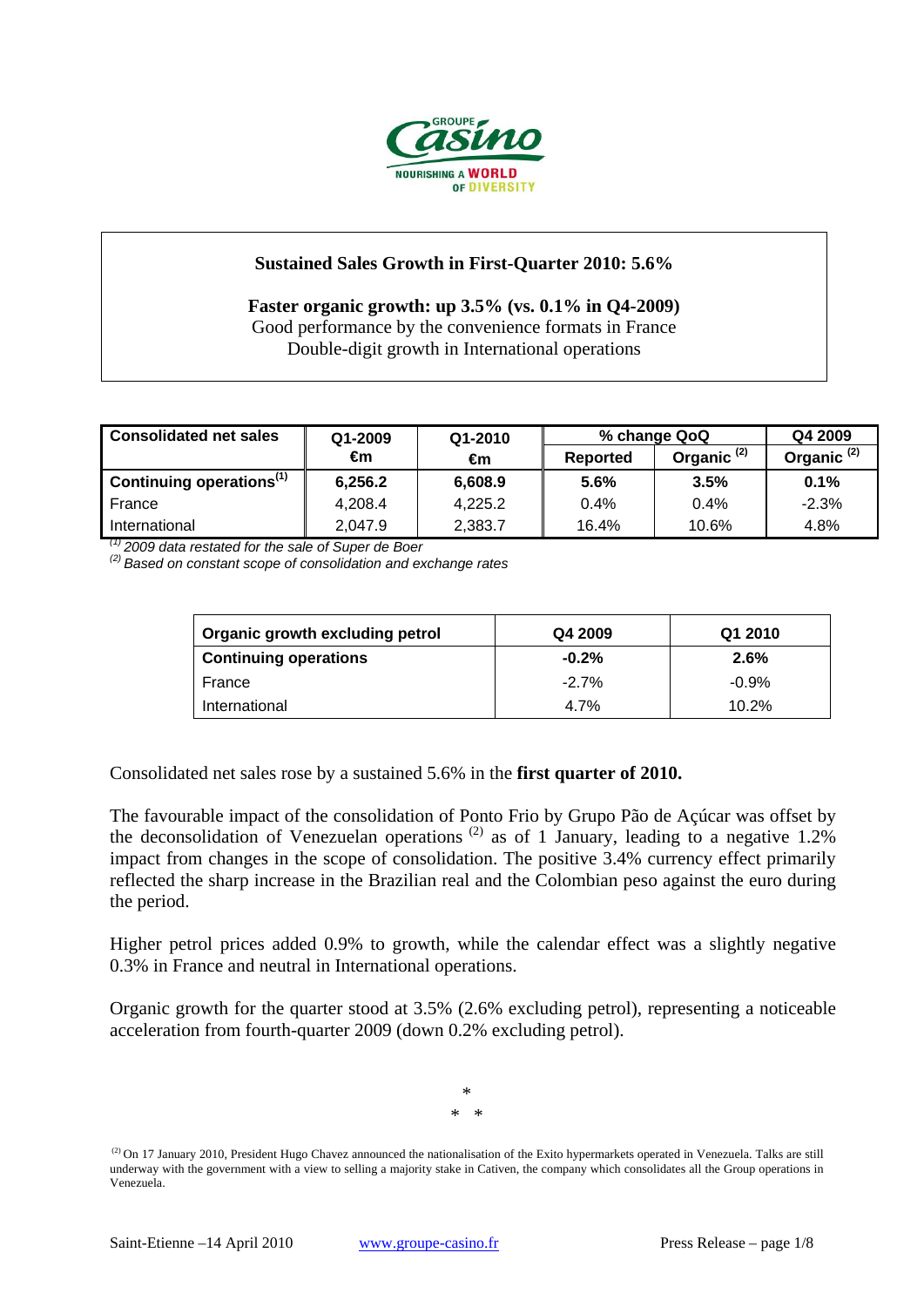**Sustained Sales Growth in First-Quarter 2010: 5.6%**

**Faster organic growth: up 3.5% (vs. 0.1% in Q4-2009)**
Good performance by the convenience formats in France
Double-digit growth in International operations

| Consolidated net sales | Q1-2009 €m | Q1-2010 €m | % change QoQ | | Q4 2009 |
|---|---|---|---|---|---|
| | | | Reported | Organic [(2)] | Organic [(2)] |
| **Continuing operations[(1)]** | **6,256.2** | **6,608.9** | **5.6%** | **3.5%** | **0.1%** |
| France | 4,208.4 | 4,225.2 | 0.4% | 0.4% | -2.3% |
| International | 2,047.9 | 2,383.7 | 16.4% | 10.6% | 4.8% |

*[(1)] 2009 data restated for the sale of Super de Boer*
*[(2)] Based on constant scope of consolidation and exchange rates*

| Organic growth excluding petrol | Q4 2009 | Q1 2010 |
|---|---|---|
| **Continuing operations** | **-0.2%** | **2.6%** |
| France | -2.7% | -0.9% |
| International | 4.7% | 10.2% |

Consolidated net sales rose by a sustained 5.6% in the **first quarter of 2010.**

The favourable impact of the consolidation of Ponto Frio by Grupo Pão de Açúcar was offset by the deconsolidation of Venezuelan operations [(2)] as of 1 January, leading to a negative 1.2% impact from changes in the scope of consolidation. The positive 3.4% currency effect primarily reflected the sharp increase in the Brazilian real and the Colombian peso against the euro during the period.

Higher petrol prices added 0.9% to growth, while the calendar effect was a slightly negative 0.3% in France and neutral in International operations.

Organic growth for the quarter stood at 3.5% (2.6% excluding petrol), representing a noticeable acceleration from fourth-quarter 2009 (down 0.2% excluding petrol).

\*
\* \*

[(2)] On 17 January 2010, President Hugo Chavez announced the nationalisation of the Exito hypermarkets operated in Venezuela. Talks are still underway with the government with a view to selling a majority stake in Cativen, the company which consolidates all the Group operations in Venezuela.

Saint-Etienne –14 April 2010 www.groupe-casino.fr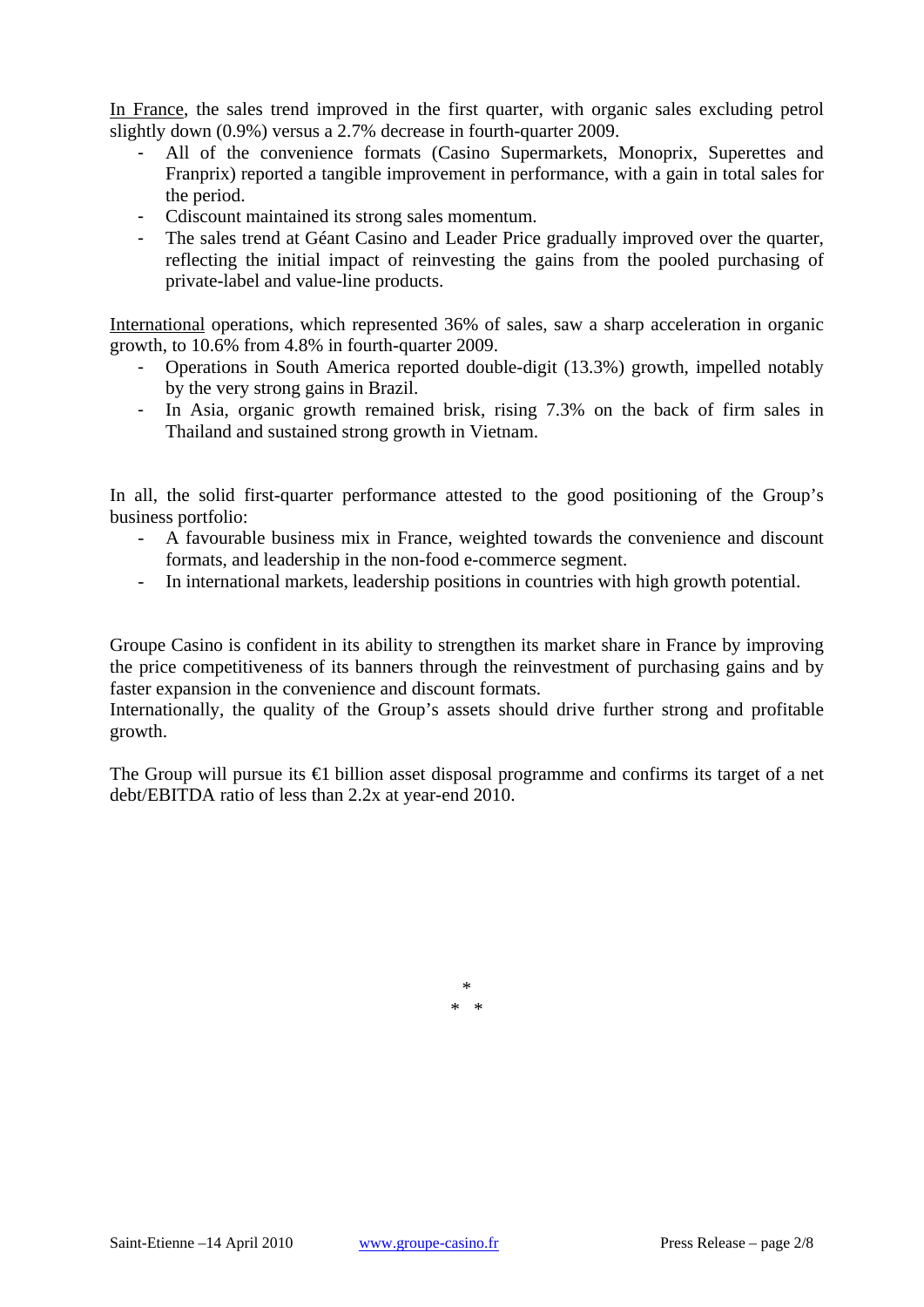<u>In France</u>, the sales trend improved in the first quarter, with organic sales excluding petrol slightly down (0.9%) versus a 2.7% decrease in fourth-quarter 2009.

- All of the convenience formats (Casino Supermarkets, Monoprix, Superettes and Franprix) reported a tangible improvement in performance, with a gain in total sales for the period.
- Cdiscount maintained its strong sales momentum.
- The sales trend at Géant Casino and Leader Price gradually improved over the quarter, reflecting the initial impact of reinvesting the gains from the pooled purchasing of private-label and value-line products.

<u>International</u> operations, which represented 36% of sales, saw a sharp acceleration in organic growth, to 10.6% from 4.8% in fourth-quarter 2009.

- Operations in South America reported double-digit (13.3%) growth, impelled notably by the very strong gains in Brazil.
- In Asia, organic growth remained brisk, rising 7.3% on the back of firm sales in Thailand and sustained strong growth in Vietnam.

In all, the solid first-quarter performance attested to the good positioning of the Group's business portfolio:

- A favourable business mix in France, weighted towards the convenience and discount formats, and leadership in the non-food e-commerce segment.
- In international markets, leadership positions in countries with high growth potential.

Groupe Casino is confident in its ability to strengthen its market share in France by improving the price competitiveness of its banners through the reinvestment of purchasing gains and by faster expansion in the convenience and discount formats.
Internationally, the quality of the Group's assets should drive further strong and profitable growth.

The Group will pursue its €1 billion asset disposal programme and confirms its target of a net debt/EBITDA ratio of less than 2.2x at year-end 2010.

*
\*   *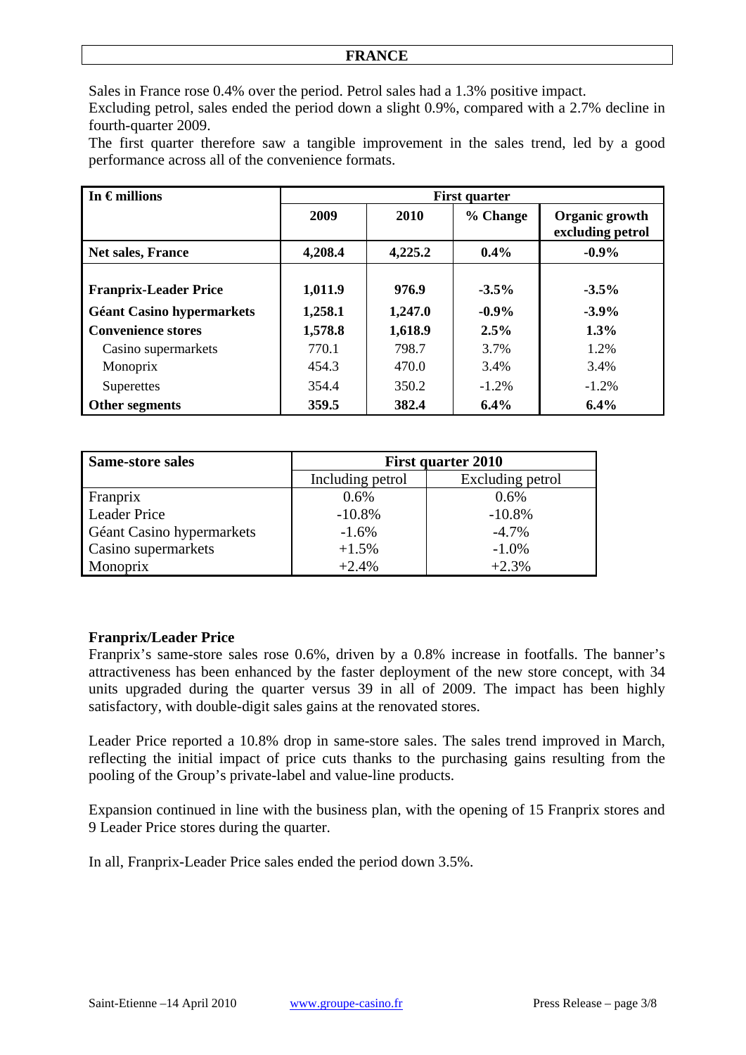## FRANCE

Sales in France rose 0.4% over the period. Petrol sales had a 1.3% positive impact.
Excluding petrol, sales ended the period down a slight 0.9%, compared with a 2.7% decline in fourth-quarter 2009.
The first quarter therefore saw a tangible improvement in the sales trend, led by a good performance across all of the convenience formats.

| In € millions | First quarter | | | |
|---|---|---|---|---|
| | 2009 | 2010 | % Change | Organic growth excluding petrol |
| **Net sales, France** | **4,208.4** | **4,225.2** | **0.4%** | **-0.9%** |
| **Franprix-Leader Price** | **1,011.9** | **976.9** | **-3.5%** | **-3.5%** |
| **Géant Casino hypermarkets** | **1,258.1** | **1,247.0** | **-0.9%** | **-3.9%** |
| **Convenience stores** | **1,578.8** | **1,618.9** | **2.5%** | **1.3%** |
| Casino supermarkets | 770.1 | 798.7 | 3.7% | 1.2% |
| Monoprix | 454.3 | 470.0 | 3.4% | 3.4% |
| Superettes | 354.4 | 350.2 | -1.2% | -1.2% |
| **Other segments** | **359.5** | **382.4** | **6.4%** | **6.4%** |

| Same-store sales | First quarter 2010 | |
|---|---|---|
| | Including petrol | Excluding petrol |
| Franprix | 0.6% | 0.6% |
| Leader Price | -10.8% | -10.8% |
| Géant Casino hypermarkets | -1.6% | -4.7% |
| Casino supermarkets | +1.5% | -1.0% |
| Monoprix | +2.4% | +2.3% |

### Franprix/Leader Price

Franprix's same-store sales rose 0.6%, driven by a 0.8% increase in footfalls. The banner's attractiveness has been enhanced by the faster deployment of the new store concept, with 34 units upgraded during the quarter versus 39 in all of 2009. The impact has been highly satisfactory, with double-digit sales gains at the renovated stores.

Leader Price reported a 10.8% drop in same-store sales. The sales trend improved in March, reflecting the initial impact of price cuts thanks to the purchasing gains resulting from the pooling of the Group's private-label and value-line products.

Expansion continued in line with the business plan, with the opening of 15 Franprix stores and 9 Leader Price stores during the quarter.

In all, Franprix-Leader Price sales ended the period down 3.5%.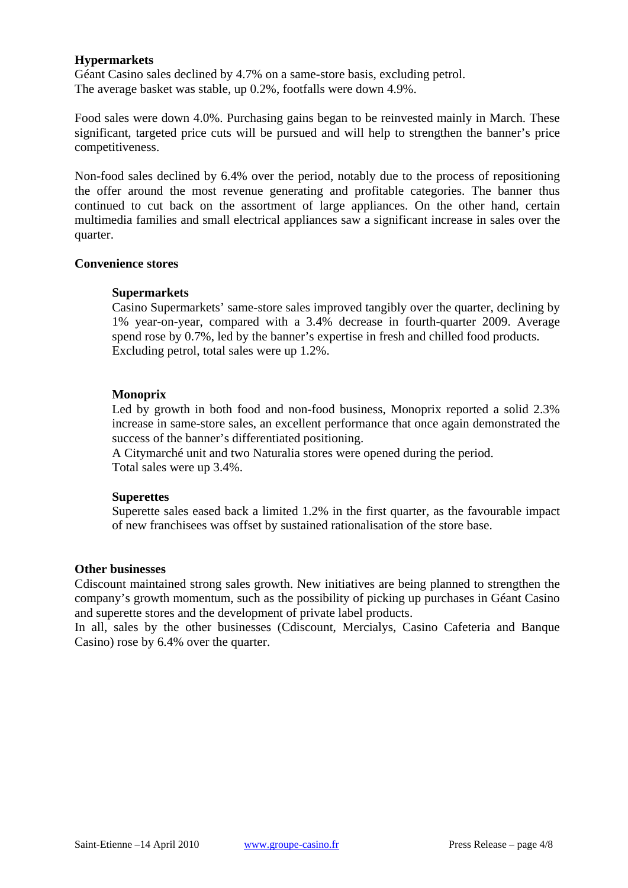**Hypermarkets**

Géant Casino sales declined by 4.7% on a same-store basis, excluding petrol.
The average basket was stable, up 0.2%, footfalls were down 4.9%.

Food sales were down 4.0%. Purchasing gains began to be reinvested mainly in March. These significant, targeted price cuts will be pursued and will help to strengthen the banner's price competitiveness.

Non-food sales declined by 6.4% over the period, notably due to the process of repositioning the offer around the most revenue generating and profitable categories. The banner thus continued to cut back on the assortment of large appliances. On the other hand, certain multimedia families and small electrical appliances saw a significant increase in sales over the quarter.

**Convenience stores**

**Supermarkets**

Casino Supermarkets' same-store sales improved tangibly over the quarter, declining by 1% year-on-year, compared with a 3.4% decrease in fourth-quarter 2009. Average spend rose by 0.7%, led by the banner's expertise in fresh and chilled food products.
Excluding petrol, total sales were up 1.2%.

**Monoprix**

Led by growth in both food and non-food business, Monoprix reported a solid 2.3% increase in same-store sales, an excellent performance that once again demonstrated the success of the banner's differentiated positioning.
A Citymarché unit and two Naturalia stores were opened during the period.
Total sales were up 3.4%.

**Superettes**

Superette sales eased back a limited 1.2% in the first quarter, as the favourable impact of new franchisees was offset by sustained rationalisation of the store base.

**Other businesses**

Cdiscount maintained strong sales growth. New initiatives are being planned to strengthen the company's growth momentum, such as the possibility of picking up purchases in Géant Casino and superette stores and the development of private label products.
In all, sales by the other businesses (Cdiscount, Mercialys, Casino Cafeteria and Banque Casino) rose by 6.4% over the quarter.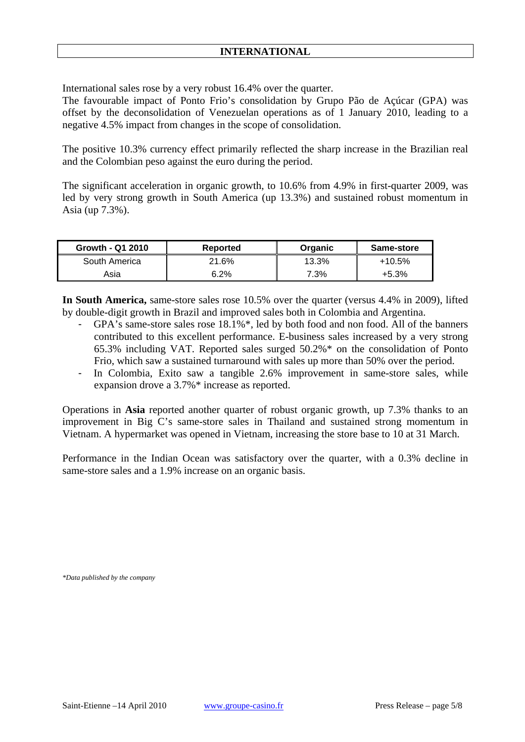## INTERNATIONAL

International sales rose by a very robust 16.4% over the quarter.
The favourable impact of Ponto Frio's consolidation by Grupo Pão de Açúcar (GPA) was offset by the deconsolidation of Venezuelan operations as of 1 January 2010, leading to a negative 4.5% impact from changes in the scope of consolidation.

The positive 10.3% currency effect primarily reflected the sharp increase in the Brazilian real and the Colombian peso against the euro during the period.

The significant acceleration in organic growth, to 10.6% from 4.9% in first-quarter 2009, was led by very strong growth in South America (up 13.3%) and sustained robust momentum in Asia (up 7.3%).

| Growth - Q1 2010 | Reported | Organic | Same-store |
|---|---|---|---|
| South America | 21.6% | 13.3% | +10.5% |
| Asia | 6.2% | 7.3% | +5.3% |

**In South America,** same-store sales rose 10.5% over the quarter (versus 4.4% in 2009), lifted by double-digit growth in Brazil and improved sales both in Colombia and Argentina.

- GPA's same-store sales rose 18.1%*, led by both food and non food. All of the banners contributed to this excellent performance. E-business sales increased by a very strong 65.3% including VAT. Reported sales surged 50.2%* on the consolidation of Ponto Frio, which saw a sustained turnaround with sales up more than 50% over the period.
- In Colombia, Exito saw a tangible 2.6% improvement in same-store sales, while expansion drove a 3.7%* increase as reported.

Operations in **Asia** reported another quarter of robust organic growth, up 7.3% thanks to an improvement in Big C's same-store sales in Thailand and sustained strong momentum in Vietnam. A hypermarket was opened in Vietnam, increasing the store base to 10 at 31 March.

Performance in the Indian Ocean was satisfactory over the quarter, with a 0.3% decline in same-store sales and a 1.9% increase on an organic basis.

*\*Data published by the company*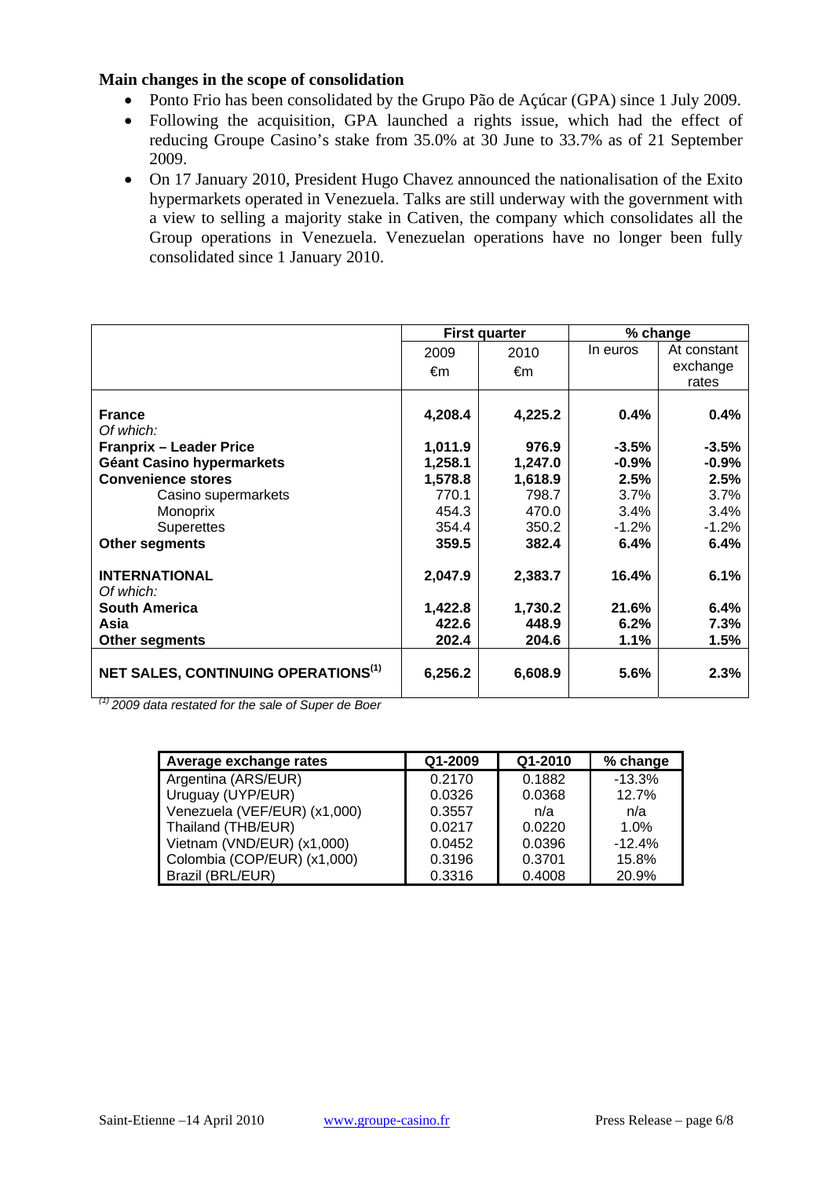**Main changes in the scope of consolidation**

- Ponto Frio has been consolidated by the Grupo Pão de Açúcar (GPA) since 1 July 2009.
- Following the acquisition, GPA launched a rights issue, which had the effect of reducing Groupe Casino's stake from 35.0% at 30 June to 33.7% as of 21 September 2009.
- On 17 January 2010, President Hugo Chavez announced the nationalisation of the Exito hypermarkets operated in Venezuela. Talks are still underway with the government with a view to selling a majority stake in Cativen, the company which consolidates all the Group operations in Venezuela. Venezuelan operations have no longer been fully consolidated since 1 January 2010.

| | First quarter | | % change | |
|---|---|---|---|---|
| | 2009 €m | 2010 €m | In euros | At constant exchange rates |
| **France** | **4,208.4** | **4,225.2** | **0.4%** | **0.4%** |
| *Of which:* | | | | |
| **Franprix – Leader Price** | **1,011.9** | **976.9** | **-3.5%** | **-3.5%** |
| **Géant Casino hypermarkets** | **1,258.1** | **1,247.0** | **-0.9%** | **-0.9%** |
| **Convenience stores** | **1,578.8** | **1,618.9** | **2.5%** | **2.5%** |
| Casino supermarkets | 770.1 | 798.7 | 3.7% | 3.7% |
| Monoprix | 454.3 | 470.0 | 3.4% | 3.4% |
| Superettes | 354.4 | 350.2 | -1.2% | -1.2% |
| **Other segments** | **359.5** | **382.4** | **6.4%** | **6.4%** |
| **INTERNATIONAL** | **2,047.9** | **2,383.7** | **16.4%** | **6.1%** |
| *Of which:* | | | | |
| **South America** | **1,422.8** | **1,730.2** | **21.6%** | **6.4%** |
| **Asia** | **422.6** | **448.9** | **6.2%** | **7.3%** |
| **Other segments** | **202.4** | **204.6** | **1.1%** | **1.5%** |
| **NET SALES, CONTINUING OPERATIONS[1]** | **6,256.2** | **6,608.9** | **5.6%** | **2.3%** |

*[1] 2009 data restated for the sale of Super de Boer*

| Average exchange rates | Q1-2009 | Q1-2010 | % change |
|---|---|---|---|
| Argentina (ARS/EUR) | 0.2170 | 0.1882 | -13.3% |
| Uruguay (UYP/EUR) | 0.0326 | 0.0368 | 12.7% |
| Venezuela (VEF/EUR) (x1,000) | 0.3557 | n/a | n/a |
| Thailand (THB/EUR) | 0.0217 | 0.0220 | 1.0% |
| Vietnam (VND/EUR) (x1,000) | 0.0452 | 0.0396 | -12.4% |
| Colombia (COP/EUR) (x1,000) | 0.3196 | 0.3701 | 15.8% |
| Brazil (BRL/EUR) | 0.3316 | 0.4008 | 20.9% |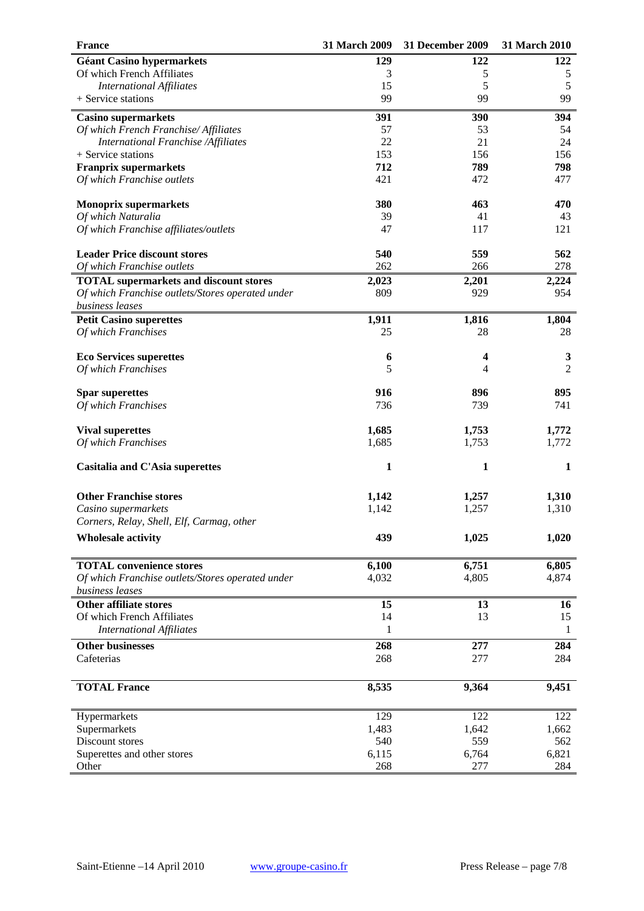| France | 31 March 2009 | 31 December 2009 | 31 March 2010 |
|---|---|---|---|
| **Géant Casino hypermarkets** | **129** | **122** | **122** |
| Of which French Affiliates | 3 | 5 | 5 |
| *International Affiliates* | 15 | 5 | 5 |
| + Service stations | 99 | 99 | 99 |
| **Casino supermarkets** | **391** | **390** | **394** |
| *Of which French Franchise/ Affiliates* | 57 | 53 | 54 |
| *International Franchise /Affiliates* | 22 | 21 | 24 |
| + Service stations | 153 | 156 | 156 |
| **Franprix supermarkets** | **712** | **789** | **798** |
| *Of which Franchise outlets* | 421 | 472 | 477 |
| **Monoprix supermarkets** | **380** | **463** | **470** |
| *Of which Naturalia* | 39 | 41 | 43 |
| *Of which Franchise affiliates/outlets* | 47 | 117 | 121 |
| **Leader Price discount stores** | **540** | **559** | **562** |
| *Of which Franchise outlets* | 262 | 266 | 278 |
| **TOTAL supermarkets and discount stores** | **2,023** | **2,201** | **2,224** |
| *Of which Franchise outlets/Stores operated under business leases* | 809 | 929 | 954 |
| **Petit Casino superettes** | **1,911** | **1,816** | **1,804** |
| *Of which Franchises* | 25 | 28 | 28 |
| **Eco Services superettes** | **6** | **4** | **3** |
| *Of which Franchises* | 5 | 4 | 2 |
| **Spar superettes** | **916** | **896** | **895** |
| *Of which Franchises* | 736 | 739 | 741 |
| **Vival superettes** | **1,685** | **1,753** | **1,772** |
| *Of which Franchises* | 1,685 | 1,753 | 1,772 |
| **Casitalia and C'Asia superettes** | **1** | **1** | **1** |
| **Other Franchise stores** | **1,142** | **1,257** | **1,310** |
| *Casino supermarkets* | 1,142 | 1,257 | 1,310 |
| *Corners, Relay, Shell, Elf, Carmag, other* | | | |
| **Wholesale activity** | **439** | **1,025** | **1,020** |
| **TOTAL convenience stores** | **6,100** | **6,751** | **6,805** |
| *Of which Franchise outlets/Stores operated under business leases* | 4,032 | 4,805 | 4,874 |
| **Other affiliate stores** | **15** | **13** | **16** |
| Of which French Affiliates | 14 | 13 | 15 |
| *International Affiliates* | 1 | | 1 |
| **Other businesses** | **268** | **277** | **284** |
| Cafeterias | 268 | 277 | 284 |
| **TOTAL France** | **8,535** | **9,364** | **9,451** |
| Hypermarkets | 129 | 122 | 122 |
| Supermarkets | 1,483 | 1,642 | 1,662 |
| Discount stores | 540 | 559 | 562 |
| Superettes and other stores | 6,115 | 6,764 | 6,821 |
| Other | 268 | 277 | 284 |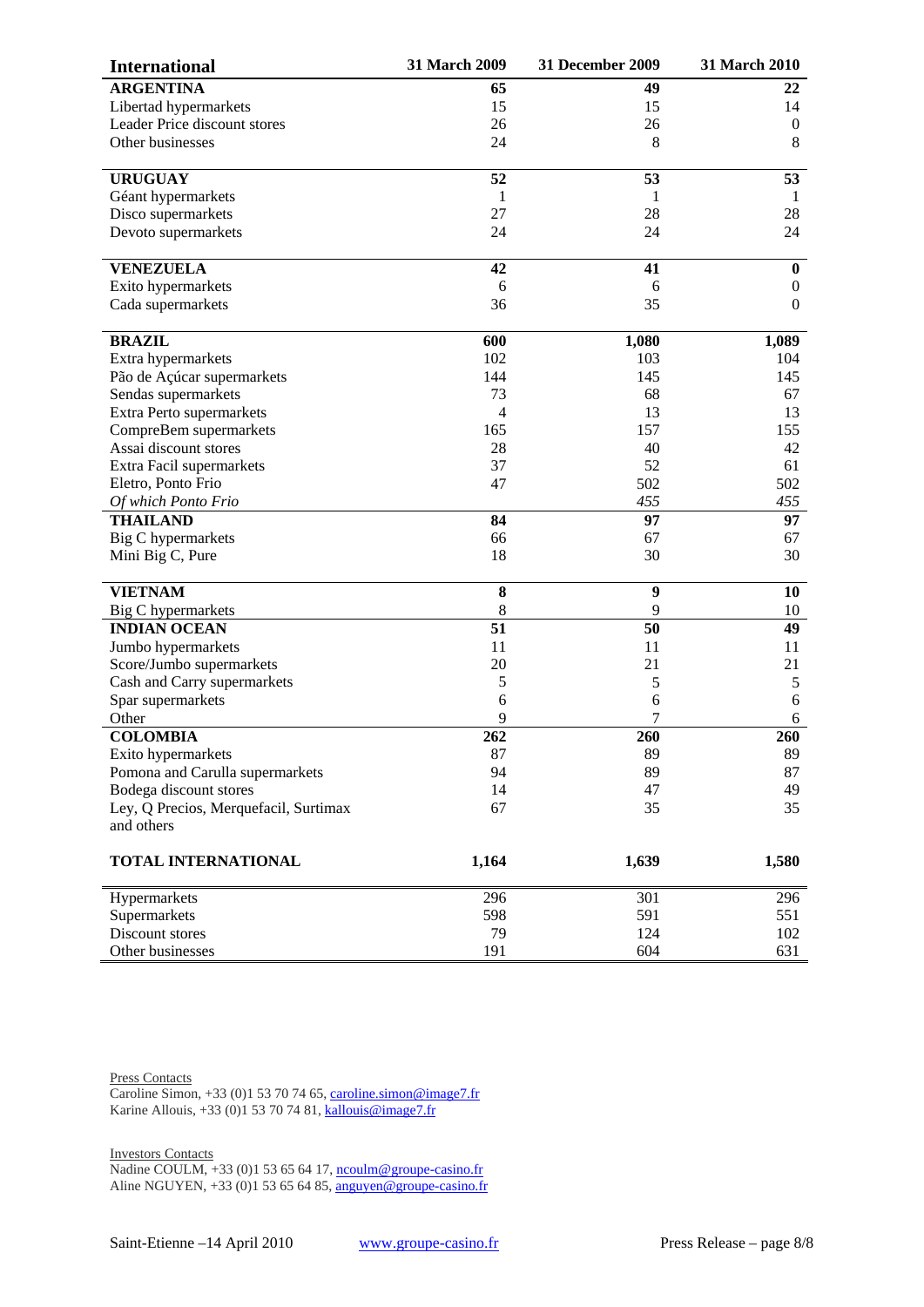| International | 31 March 2009 | 31 December 2009 | 31 March 2010 |
|---|---|---|---|
| **ARGENTINA** | **65** | **49** | **22** |
| Libertad hypermarkets | 15 | 15 | 14 |
| Leader Price discount stores | 26 | 26 | 0 |
| Other businesses | 24 | 8 | 8 |
| **URUGUAY** | **52** | **53** | **53** |
| Géant hypermarkets | 1 | 1 | 1 |
| Disco supermarkets | 27 | 28 | 28 |
| Devoto supermarkets | 24 | 24 | 24 |
| **VENEZUELA** | **42** | **41** | **0** |
| Exito hypermarkets | 6 | 6 | 0 |
| Cada supermarkets | 36 | 35 | 0 |
| **BRAZIL** | **600** | **1,080** | **1,089** |
| Extra hypermarkets | 102 | 103 | 104 |
| Pão de Açúcar supermarkets | 144 | 145 | 145 |
| Sendas supermarkets | 73 | 68 | 67 |
| Extra Perto supermarkets | 4 | 13 | 13 |
| CompreBem supermarkets | 165 | 157 | 155 |
| Assai discount stores | 28 | 40 | 42 |
| Extra Facil supermarkets | 37 | 52 | 61 |
| Eletro, Ponto Frio | 47 | 502 | 502 |
| *Of which Ponto Frio* | | *455* | *455* |
| **THAILAND** | **84** | **97** | **97** |
| Big C hypermarkets | 66 | 67 | 67 |
| Mini Big C, Pure | 18 | 30 | 30 |
| **VIETNAM** | **8** | **9** | **10** |
| Big C hypermarkets | 8 | 9 | 10 |
| **INDIAN OCEAN** | **51** | **50** | **49** |
| Jumbo hypermarkets | 11 | 11 | 11 |
| Score/Jumbo supermarkets | 20 | 21 | 21 |
| Cash and Carry supermarkets | 5 | 5 | 5 |
| Spar supermarkets | 6 | 6 | 6 |
| Other | 9 | 7 | 6 |
| **COLOMBIA** | **262** | **260** | **260** |
| Exito hypermarkets | 87 | 89 | 89 |
| Pomona and Carulla supermarkets | 94 | 89 | 87 |
| Bodega discount stores | 14 | 47 | 49 |
| Ley, Q Precios, Merquefacil, Surtimax and others | 67 | 35 | 35 |
| **TOTAL INTERNATIONAL** | **1,164** | **1,639** | **1,580** |
| Hypermarkets | 296 | 301 | 296 |
| Supermarkets | 598 | 591 | 551 |
| Discount stores | 79 | 124 | 102 |
| Other businesses | 191 | 604 | 631 |

Press Contacts
Caroline Simon, +33 (0)1 53 70 74 65, caroline.simon@image7.fr
Karine Allouis, +33 (0)1 53 70 74 81, kallouis@image7.fr

Investors Contacts
Nadine COULM, +33 (0)1 53 65 64 17, ncoulm@groupe-casino.fr
Aline NGUYEN, +33 (0)1 53 65 64 85, anguyen@groupe-casino.fr

Saint-Etienne –14 April 2010 www.groupe-casino.fr Press Release